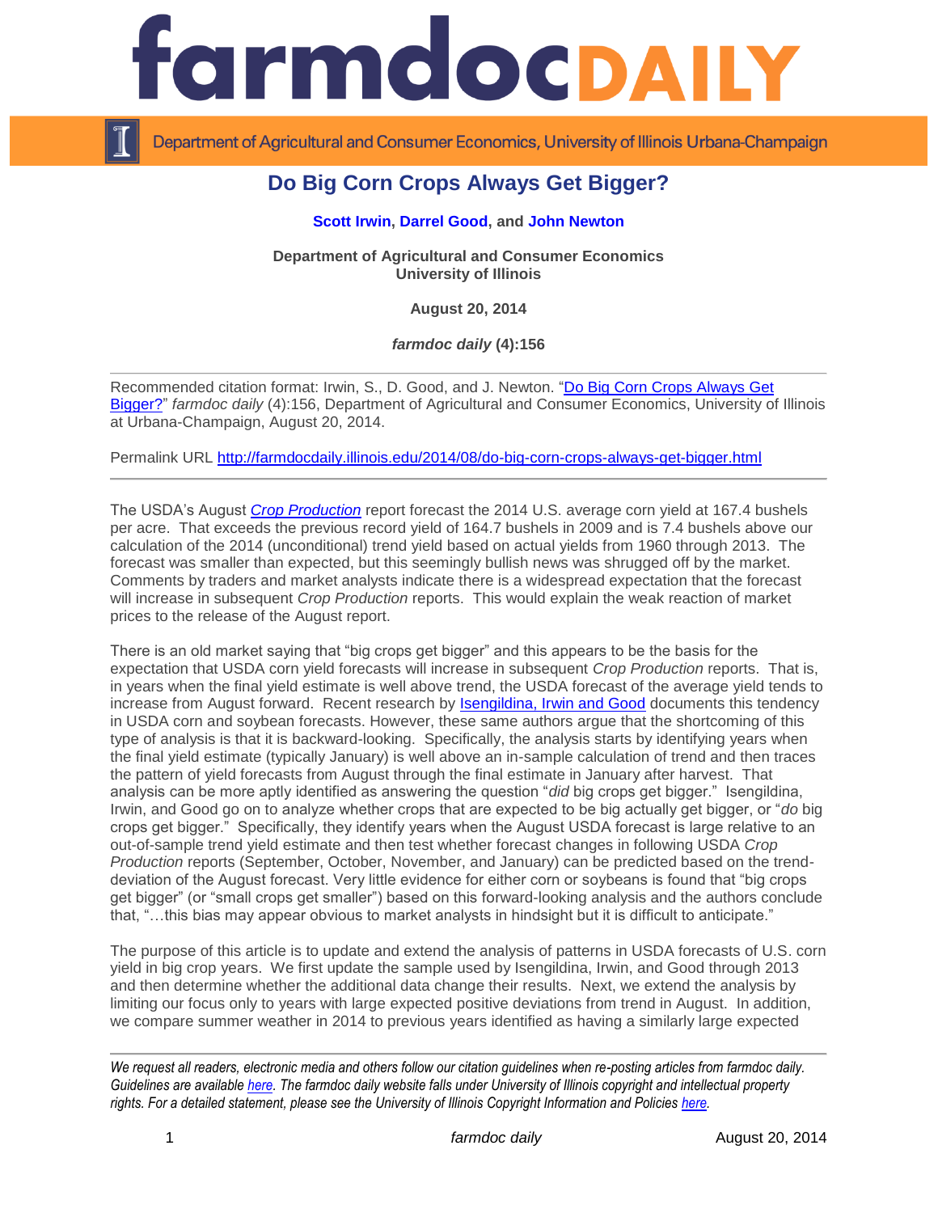# farmdoc DAILY

Department of Agricultural and Consumer Economics, University of Illinois Urbana-Champaign

## Do Big Corn Crops Always Get Bigger?

**Scott Irwin, Darrel Good, and John Newton**

**Department of Agricultural and Consumer Economics**
**University of Illinois**

**August 20, 2014**

***farmdoc daily* (4):156**

---

Recommended citation format: Irwin, S., D. Good, and J. Newton. "Do Big Corn Crops Always Get Bigger?" *farmdoc daily* (4):156, Department of Agricultural and Consumer Economics, University of Illinois at Urbana-Champaign, August 20, 2014.

Permalink URL http://farmdocdaily.illinois.edu/2014/08/do-big-corn-crops-always-get-bigger.html

---

The USDA's August *Crop Production* report forecast the 2014 U.S. average corn yield at 167.4 bushels per acre. That exceeds the previous record yield of 164.7 bushels in 2009 and is 7.4 bushels above our calculation of the 2014 (unconditional) trend yield based on actual yields from 1960 through 2013. The forecast was smaller than expected, but this seemingly bullish news was shrugged off by the market. Comments by traders and market analysts indicate there is a widespread expectation that the forecast will increase in subsequent *Crop Production* reports. This would explain the weak reaction of market prices to the release of the August report.

There is an old market saying that "big crops get bigger" and this appears to be the basis for the expectation that USDA corn yield forecasts will increase in subsequent *Crop Production* reports. That is, in years when the final yield estimate is well above trend, the USDA forecast of the average yield tends to increase from August forward. Recent research by Isengildina, Irwin and Good documents this tendency in USDA corn and soybean forecasts. However, these same authors argue that the shortcoming of this type of analysis is that it is backward-looking. Specifically, the analysis starts by identifying years when the final yield estimate (typically January) is well above an in-sample calculation of trend and then traces the pattern of yield forecasts from August through the final estimate in January after harvest. That analysis can be more aptly identified as answering the question "*did* big crops get bigger." Isengildina, Irwin, and Good go on to analyze whether crops that are expected to be big actually get bigger, or "*do* big crops get bigger." Specifically, they identify years when the August USDA forecast is large relative to an out-of-sample trend yield estimate and then test whether forecast changes in following USDA *Crop Production* reports (September, October, November, and January) can be predicted based on the trend-deviation of the August forecast. Very little evidence for either corn or soybeans is found that "big crops get bigger" (or "small crops get smaller") based on this forward-looking analysis and the authors conclude that, "…this bias may appear obvious to market analysts in hindsight but it is difficult to anticipate."

The purpose of this article is to update and extend the analysis of patterns in USDA forecasts of U.S. corn yield in big crop years. We first update the sample used by Isengildina, Irwin, and Good through 2013 and then determine whether the additional data change their results. Next, we extend the analysis by limiting our focus only to years with large expected positive deviations from trend in August. In addition, we compare summer weather in 2014 to previous years identified as having a similarly large expected

---

*We request all readers, electronic media and others follow our citation guidelines when re-posting articles from farmdoc daily. Guidelines are available here. The farmdoc daily website falls under University of Illinois copyright and intellectual property rights. For a detailed statement, please see the University of Illinois Copyright Information and Policies here.*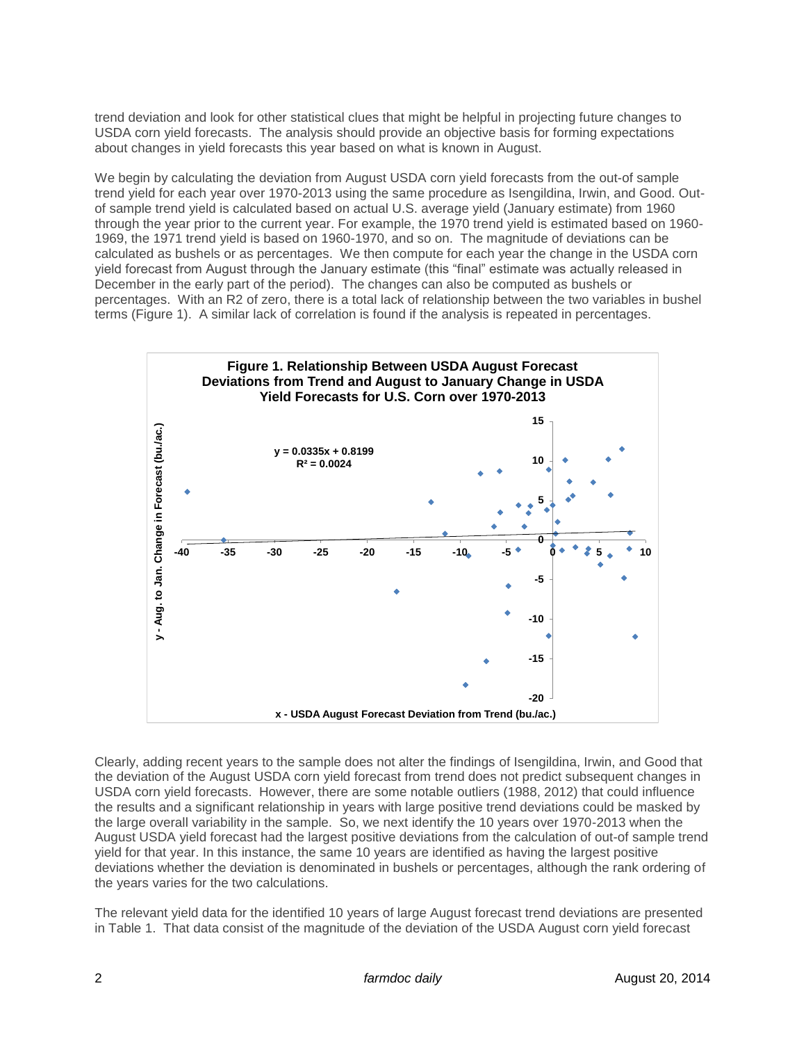trend deviation and look for other statistical clues that might be helpful in projecting future changes to USDA corn yield forecasts. The analysis should provide an objective basis for forming expectations about changes in yield forecasts this year based on what is known in August.

We begin by calculating the deviation from August USDA corn yield forecasts from the out-of sample trend yield for each year over 1970-2013 using the same procedure as Isengildina, Irwin, and Good. Out-of sample trend yield is calculated based on actual U.S. average yield (January estimate) from 1960 through the year prior to the current year. For example, the 1970 trend yield is estimated based on 1960-1969, the 1971 trend yield is based on 1960-1970, and so on. The magnitude of deviations can be calculated as bushels or as percentages. We then compute for each year the change in the USDA corn yield forecast from August through the January estimate (this "final" estimate was actually released in December in the early part of the period). The changes can also be computed as bushels or percentages. With an R2 of zero, there is a total lack of relationship between the two variables in bushel terms (Figure 1). A similar lack of correlation is found if the analysis is repeated in percentages.

**Figure 1. Relationship Between USDA August Forecast Deviations from Trend and August to January Change in USDA Yield Forecasts for U.S. Corn over 1970-2013**

$y = 0.0335x + 0.8199$
$R^2 = 0.0024$

y - Aug. to Jan. Change in Forecast (bu./ac.)

x - USDA August Forecast Deviation from Trend (bu./ac.)

Clearly, adding recent years to the sample does not alter the findings of Isengildina, Irwin, and Good that the deviation of the August USDA corn yield forecast from trend does not predict subsequent changes in USDA corn yield forecasts. However, there are some notable outliers (1988, 2012) that could influence the results and a significant relationship in years with large positive trend deviations could be masked by the large overall variability in the sample. So, we next identify the 10 years over 1970-2013 when the August USDA yield forecast had the largest positive deviations from the calculation of out-of sample trend yield for that year. In this instance, the same 10 years are identified as having the largest positive deviations whether the deviation is denominated in bushels or percentages, although the rank ordering of the years varies for the two calculations.

The relevant yield data for the identified 10 years of large August forecast trend deviations are presented in Table 1. That data consist of the magnitude of the deviation of the USDA August corn yield forecast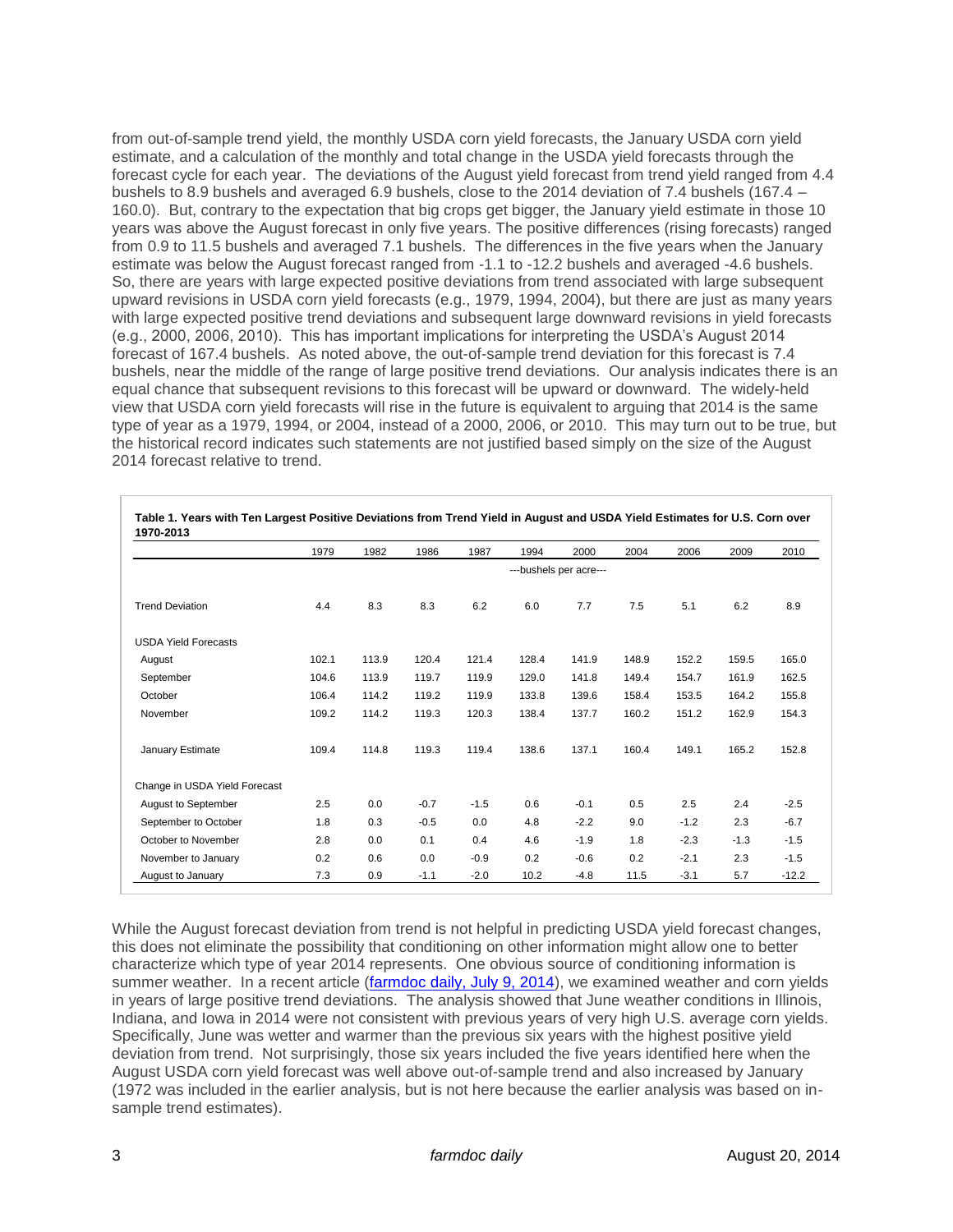from out-of-sample trend yield, the monthly USDA corn yield forecasts, the January USDA corn yield estimate, and a calculation of the monthly and total change in the USDA yield forecasts through the forecast cycle for each year. The deviations of the August yield forecast from trend yield ranged from 4.4 bushels to 8.9 bushels and averaged 6.9 bushels, close to the 2014 deviation of 7.4 bushels (167.4 – 160.0). But, contrary to the expectation that big crops get bigger, the January yield estimate in those 10 years was above the August forecast in only five years. The positive differences (rising forecasts) ranged from 0.9 to 11.5 bushels and averaged 7.1 bushels. The differences in the five years when the January estimate was below the August forecast ranged from -1.1 to -12.2 bushels and averaged -4.6 bushels. So, there are years with large expected positive deviations from trend associated with large subsequent upward revisions in USDA corn yield forecasts (e.g., 1979, 1994, 2004), but there are just as many years with large expected positive trend deviations and subsequent large downward revisions in yield forecasts (e.g., 2000, 2006, 2010). This has important implications for interpreting the USDA's August 2014 forecast of 167.4 bushels. As noted above, the out-of-sample trend deviation for this forecast is 7.4 bushels, near the middle of the range of large positive trend deviations. Our analysis indicates there is an equal chance that subsequent revisions to this forecast will be upward or downward. The widely-held view that USDA corn yield forecasts will rise in the future is equivalent to arguing that 2014 is the same type of year as a 1979, 1994, or 2004, instead of a 2000, 2006, or 2010. This may turn out to be true, but the historical record indicates such statements are not justified based simply on the size of the August 2014 forecast relative to trend.

**Table 1. Years with Ten Largest Positive Deviations from Trend Yield in August and USDA Yield Estimates for U.S. Corn over 1970-2013**

| | 1979 | 1982 | 1986 | 1987 | 1994 | 2000 | 2004 | 2006 | 2009 | 2010 |
|---|---|---|---|---|---|---|---|---|---|---|
| | | | | | ---bushels per acre--- | | | | | |
| Trend Deviation | 4.4 | 8.3 | 8.3 | 6.2 | 6.0 | 7.7 | 7.5 | 5.1 | 6.2 | 8.9 |
| USDA Yield Forecasts | | | | | | | | | | |
| August | 102.1 | 113.9 | 120.4 | 121.4 | 128.4 | 141.9 | 148.9 | 152.2 | 159.5 | 165.0 |
| September | 104.6 | 113.9 | 119.7 | 119.9 | 129.0 | 141.8 | 149.4 | 154.7 | 161.9 | 162.5 |
| October | 106.4 | 114.2 | 119.2 | 119.9 | 133.8 | 139.6 | 158.4 | 153.5 | 164.2 | 155.8 |
| November | 109.2 | 114.2 | 119.3 | 120.3 | 138.4 | 137.7 | 160.2 | 151.2 | 162.9 | 154.3 |
| January Estimate | 109.4 | 114.8 | 119.3 | 119.4 | 138.6 | 137.1 | 160.4 | 149.1 | 165.2 | 152.8 |
| Change in USDA Yield Forecast | | | | | | | | | | |
| August to September | 2.5 | 0.0 | -0.7 | -1.5 | 0.6 | -0.1 | 0.5 | 2.5 | 2.4 | -2.5 |
| September to October | 1.8 | 0.3 | -0.5 | 0.0 | 4.8 | -2.2 | 9.0 | -1.2 | 2.3 | -6.7 |
| October to November | 2.8 | 0.0 | 0.1 | 0.4 | 4.6 | -1.9 | 1.8 | -2.3 | -1.3 | -1.5 |
| November to January | 0.2 | 0.6 | 0.0 | -0.9 | 0.2 | -0.6 | 0.2 | -2.1 | 2.3 | -1.5 |
| August to January | 7.3 | 0.9 | -1.1 | -2.0 | 10.2 | -4.8 | 11.5 | -3.1 | 5.7 | -12.2 |

While the August forecast deviation from trend is not helpful in predicting USDA yield forecast changes, this does not eliminate the possibility that conditioning on other information might allow one to better characterize which type of year 2014 represents. One obvious source of conditioning information is summer weather. In a recent article (farmdoc daily, July 9, 2014), we examined weather and corn yields in years of large positive trend deviations. The analysis showed that June weather conditions in Illinois, Indiana, and Iowa in 2014 were not consistent with previous years of very high U.S. average corn yields. Specifically, June was wetter and warmer than the previous six years with the highest positive yield deviation from trend. Not surprisingly, those six years included the five years identified here when the August USDA corn yield forecast was well above out-of-sample trend and also increased by January (1972 was included in the earlier analysis, but is not here because the earlier analysis was based on in-sample trend estimates).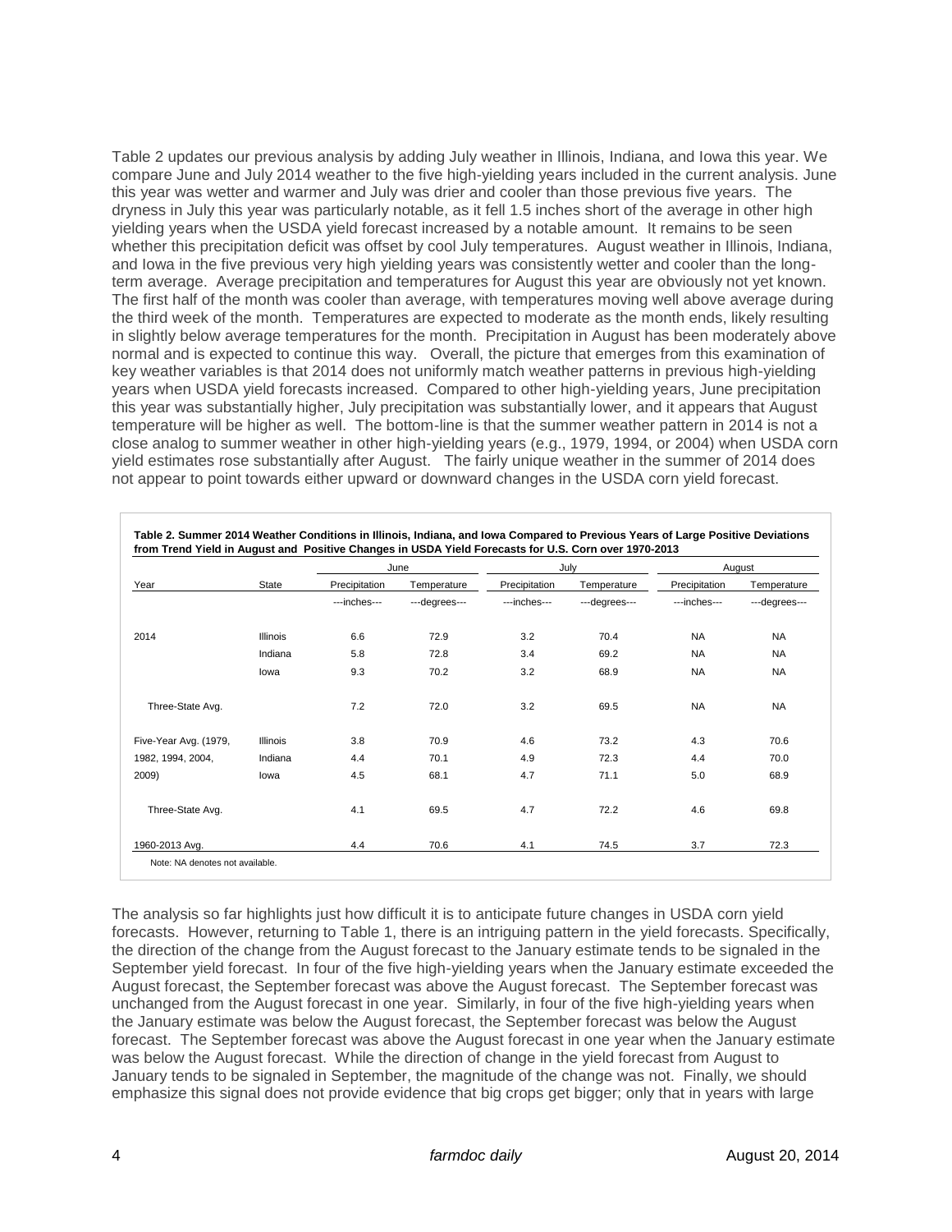Table 2 updates our previous analysis by adding July weather in Illinois, Indiana, and Iowa this year. We compare June and July 2014 weather to the five high-yielding years included in the current analysis. June this year was wetter and warmer and July was drier and cooler than those previous five years. The dryness in July this year was particularly notable, as it fell 1.5 inches short of the average in other high yielding years when the USDA yield forecast increased by a notable amount. It remains to be seen whether this precipitation deficit was offset by cool July temperatures. August weather in Illinois, Indiana, and Iowa in the five previous very high yielding years was consistently wetter and cooler than the long-term average. Average precipitation and temperatures for August this year are obviously not yet known. The first half of the month was cooler than average, with temperatures moving well above average during the third week of the month. Temperatures are expected to moderate as the month ends, likely resulting in slightly below average temperatures for the month. Precipitation in August has been moderately above normal and is expected to continue this way. Overall, the picture that emerges from this examination of key weather variables is that 2014 does not uniformly match weather patterns in previous high-yielding years when USDA yield forecasts increased. Compared to other high-yielding years, June precipitation this year was substantially higher, July precipitation was substantially lower, and it appears that August temperature will be higher as well. The bottom-line is that the summer weather pattern in 2014 is not a close analog to summer weather in other high-yielding years (e.g., 1979, 1994, or 2004) when USDA corn yield estimates rose substantially after August. The fairly unique weather in the summer of 2014 does not appear to point towards either upward or downward changes in the USDA corn yield forecast.

**Table 2. Summer 2014 Weather Conditions in Illinois, Indiana, and Iowa Compared to Previous Years of Large Positive Deviations from Trend Yield in August and Positive Changes in USDA Yield Forecasts for U.S. Corn over 1970-2013**

| | | June | | July | | August | |
|---|---|---|---|---|---|---|---|
| Year | State | Precipitation | Temperature | Precipitation | Temperature | Precipitation | Temperature |
| | | ---inches--- | ---degrees--- | ---inches--- | ---degrees--- | ---inches--- | ---degrees--- |
| 2014 | Illinois | 6.6 | 72.9 | 3.2 | 70.4 | NA | NA |
| | Indiana | 5.8 | 72.8 | 3.4 | 69.2 | NA | NA |
| | Iowa | 9.3 | 70.2 | 3.2 | 68.9 | NA | NA |
| Three-State Avg. | | 7.2 | 72.0 | 3.2 | 69.5 | NA | NA |
| Five-Year Avg. (1979, | Illinois | 3.8 | 70.9 | 4.6 | 73.2 | 4.3 | 70.6 |
| 1982, 1994, 2004, | Indiana | 4.4 | 70.1 | 4.9 | 72.3 | 4.4 | 70.0 |
| 2009) | Iowa | 4.5 | 68.1 | 4.7 | 71.1 | 5.0 | 68.9 |
| Three-State Avg. | | 4.1 | 69.5 | 4.7 | 72.2 | 4.6 | 69.8 |
| 1960-2013 Avg. | | 4.4 | 70.6 | 4.1 | 74.5 | 3.7 | 72.3 |

Note: NA denotes not available.

The analysis so far highlights just how difficult it is to anticipate future changes in USDA corn yield forecasts. However, returning to Table 1, there is an intriguing pattern in the yield forecasts. Specifically, the direction of the change from the August forecast to the January estimate tends to be signaled in the September yield forecast. In four of the five high-yielding years when the January estimate exceeded the August forecast, the September forecast was above the August forecast. The September forecast was unchanged from the August forecast in one year. Similarly, in four of the five high-yielding years when the January estimate was below the August forecast, the September forecast was below the August forecast. The September forecast was above the August forecast in one year when the January estimate was below the August forecast. While the direction of change in the yield forecast from August to January tends to be signaled in September, the magnitude of the change was not. Finally, we should emphasize this signal does not provide evidence that big crops get bigger; only that in years with large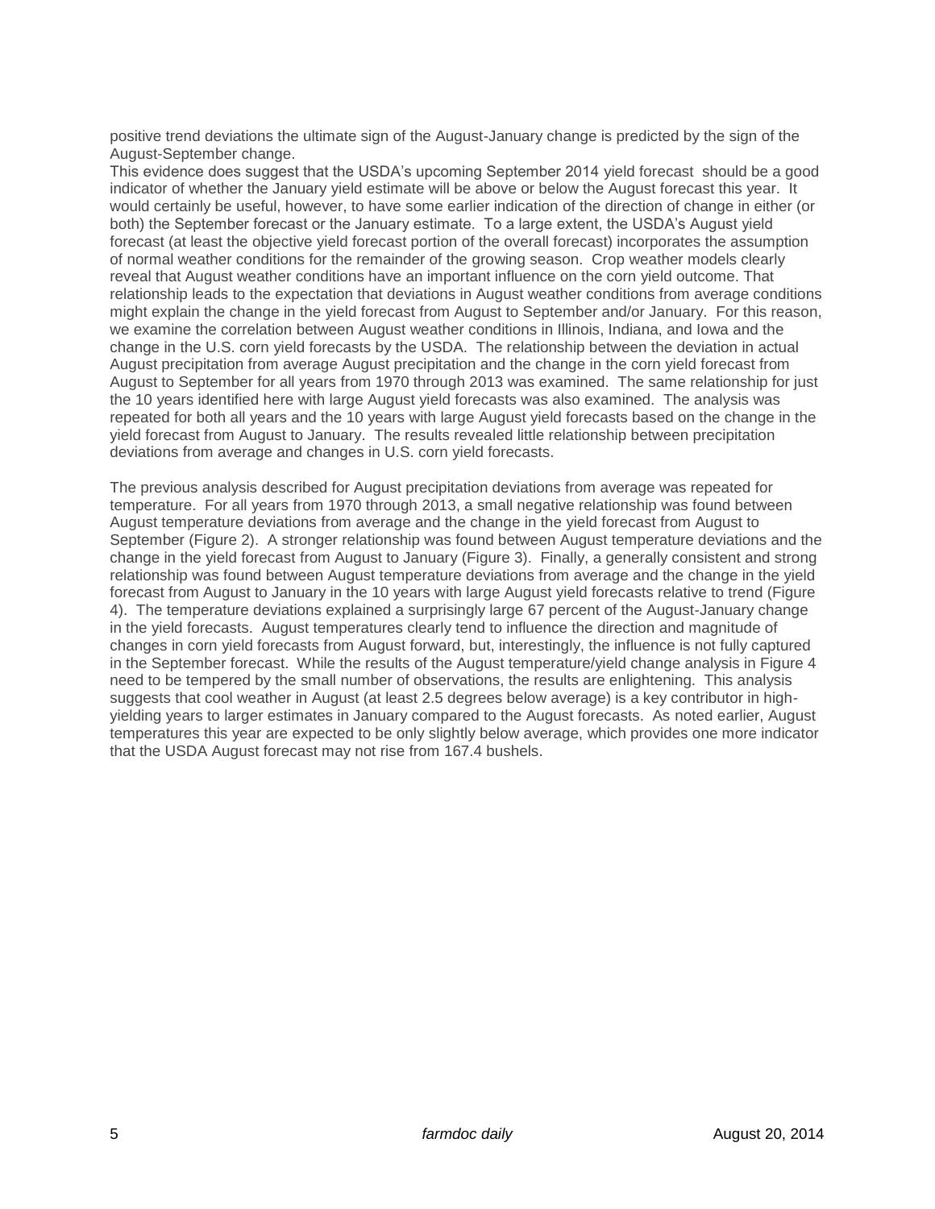positive trend deviations the ultimate sign of the August-January change is predicted by the sign of the August-September change.

This evidence does suggest that the USDA's upcoming September 2014 yield forecast should be a good indicator of whether the January yield estimate will be above or below the August forecast this year. It would certainly be useful, however, to have some earlier indication of the direction of change in either (or both) the September forecast or the January estimate. To a large extent, the USDA's August yield forecast (at least the objective yield forecast portion of the overall forecast) incorporates the assumption of normal weather conditions for the remainder of the growing season. Crop weather models clearly reveal that August weather conditions have an important influence on the corn yield outcome. That relationship leads to the expectation that deviations in August weather conditions from average conditions might explain the change in the yield forecast from August to September and/or January. For this reason, we examine the correlation between August weather conditions in Illinois, Indiana, and Iowa and the change in the U.S. corn yield forecasts by the USDA. The relationship between the deviation in actual August precipitation from average August precipitation and the change in the corn yield forecast from August to September for all years from 1970 through 2013 was examined. The same relationship for just the 10 years identified here with large August yield forecasts was also examined. The analysis was repeated for both all years and the 10 years with large August yield forecasts based on the change in the yield forecast from August to January. The results revealed little relationship between precipitation deviations from average and changes in U.S. corn yield forecasts.

The previous analysis described for August precipitation deviations from average was repeated for temperature. For all years from 1970 through 2013, a small negative relationship was found between August temperature deviations from average and the change in the yield forecast from August to September (Figure 2). A stronger relationship was found between August temperature deviations and the change in the yield forecast from August to January (Figure 3). Finally, a generally consistent and strong relationship was found between August temperature deviations from average and the change in the yield forecast from August to January in the 10 years with large August yield forecasts relative to trend (Figure 4). The temperature deviations explained a surprisingly large 67 percent of the August-January change in the yield forecasts. August temperatures clearly tend to influence the direction and magnitude of changes in corn yield forecasts from August forward, but, interestingly, the influence is not fully captured in the September forecast. While the results of the August temperature/yield change analysis in Figure 4 need to be tempered by the small number of observations, the results are enlightening. This analysis suggests that cool weather in August (at least 2.5 degrees below average) is a key contributor in high-yielding years to larger estimates in January compared to the August forecasts. As noted earlier, August temperatures this year are expected to be only slightly below average, which provides one more indicator that the USDA August forecast may not rise from 167.4 bushels.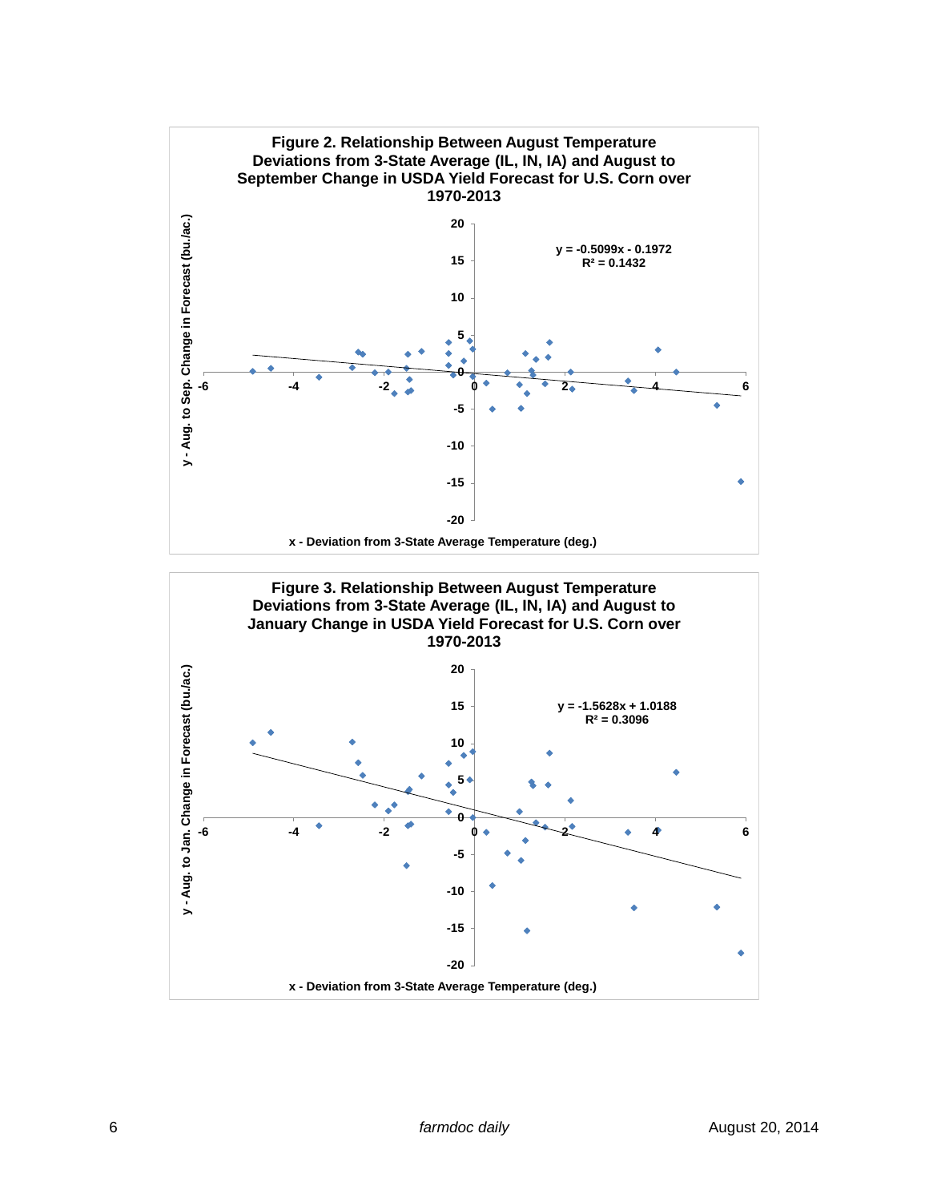**Figure 2. Relationship Between August Temperature Deviations from 3-State Average (IL, IN, IA) and August to September Change in USDA Yield Forecast for U.S. Corn over 1970-2013**

$y = -0.5099x - 0.1972$
$R^2 = 0.1432$

y - Aug. to Sep. Change in Forecast (bu./ac.)

x - Deviation from 3-State Average Temperature (deg.)

**Figure 3. Relationship Between August Temperature Deviations from 3-State Average (IL, IN, IA) and August to January Change in USDA Yield Forecast for U.S. Corn over 1970-2013**

$y = -1.5628x + 1.0188$
$R^2 = 0.3096$

y - Aug. to Jan. Change in Forecast (bu./ac.)

x - Deviation from 3-State Average Temperature (deg.)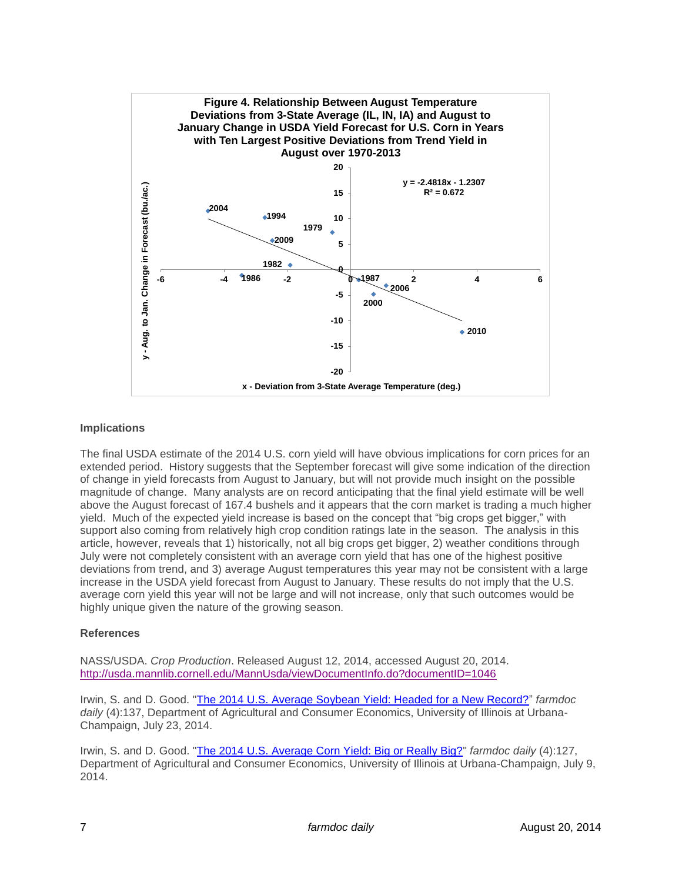**Figure 4. Relationship Between August Temperature Deviations from 3-State Average (IL, IN, IA) and August to January Change in USDA Yield Forecast for U.S. Corn in Years with Ten Largest Positive Deviations from Trend Yield in August over 1970-2013**

$y = -2.4818x - 1.2307$
$R^2 = 0.672$

## Implications

The final USDA estimate of the 2014 U.S. corn yield will have obvious implications for corn prices for an extended period. History suggests that the September forecast will give some indication of the direction of change in yield forecasts from August to January, but will not provide much insight on the possible magnitude of change. Many analysts are on record anticipating that the final yield estimate will be well above the August forecast of 167.4 bushels and it appears that the corn market is trading a much higher yield. Much of the expected yield increase is based on the concept that "big crops get bigger," with support also coming from relatively high crop condition ratings late in the season. The analysis in this article, however, reveals that 1) historically, not all big crops get bigger, 2) weather conditions through July were not completely consistent with an average corn yield that has one of the highest positive deviations from trend, and 3) average August temperatures this year may not be consistent with a large increase in the USDA yield forecast from August to January. These results do not imply that the U.S. average corn yield this year will not be large and will not increase, only that such outcomes would be highly unique given the nature of the growing season.

## References

NASS/USDA. *Crop Production*. Released August 12, 2014, accessed August 20, 2014. http://usda.mannlib.cornell.edu/MannUsda/viewDocumentInfo.do?documentID=1046

Irwin, S. and D. Good. "The 2014 U.S. Average Soybean Yield: Headed for a New Record?" *farmdoc daily* (4):137, Department of Agricultural and Consumer Economics, University of Illinois at Urbana-Champaign, July 23, 2014.

Irwin, S. and D. Good. "The 2014 U.S. Average Corn Yield: Big or Really Big?" *farmdoc daily* (4):127, Department of Agricultural and Consumer Economics, University of Illinois at Urbana-Champaign, July 9, 2014.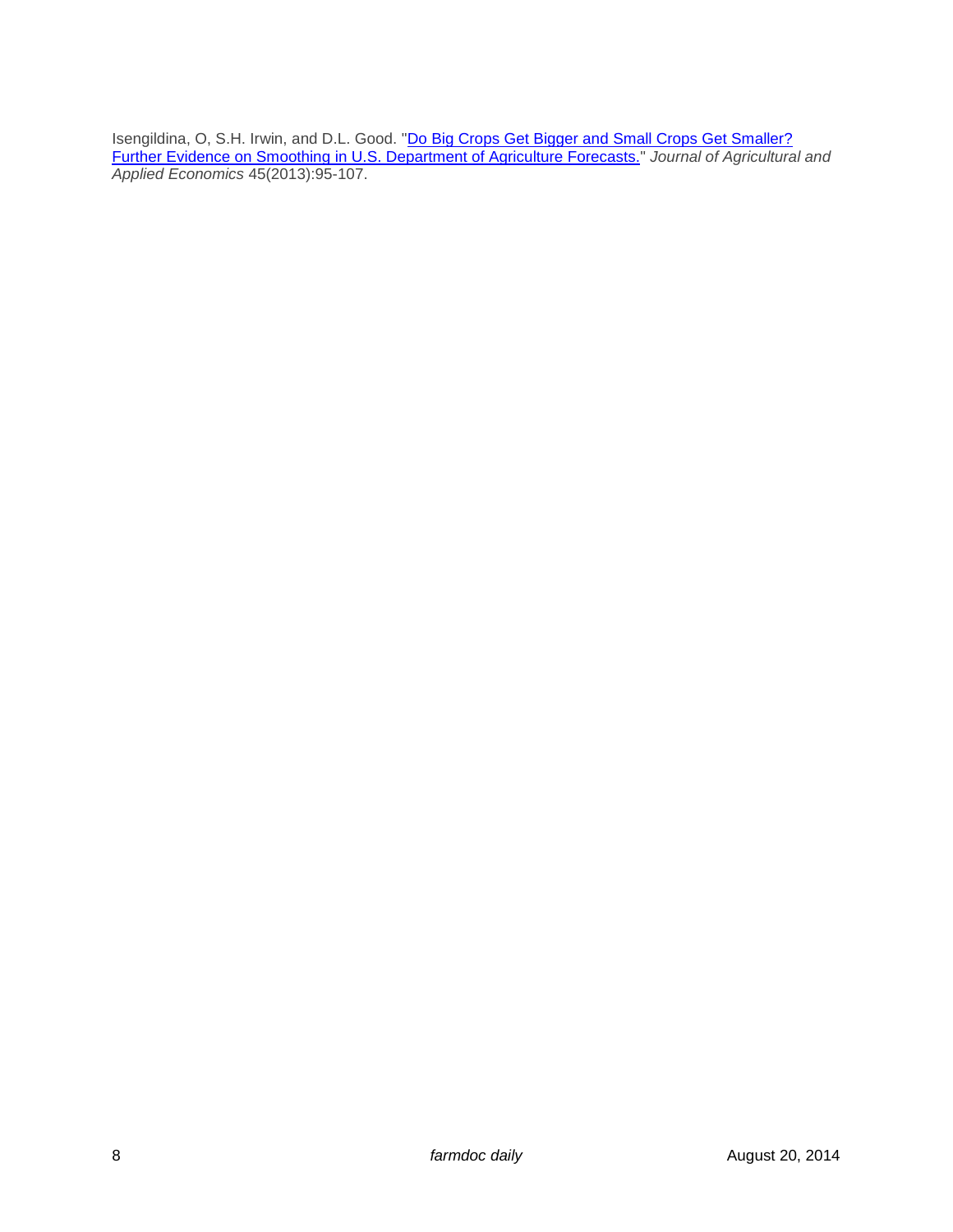Isengildina, O, S.H. Irwin, and D.L. Good. "Do Big Crops Get Bigger and Small Crops Get Smaller? Further Evidence on Smoothing in U.S. Department of Agriculture Forecasts." *Journal of Agricultural and Applied Economics* 45(2013):95-107.